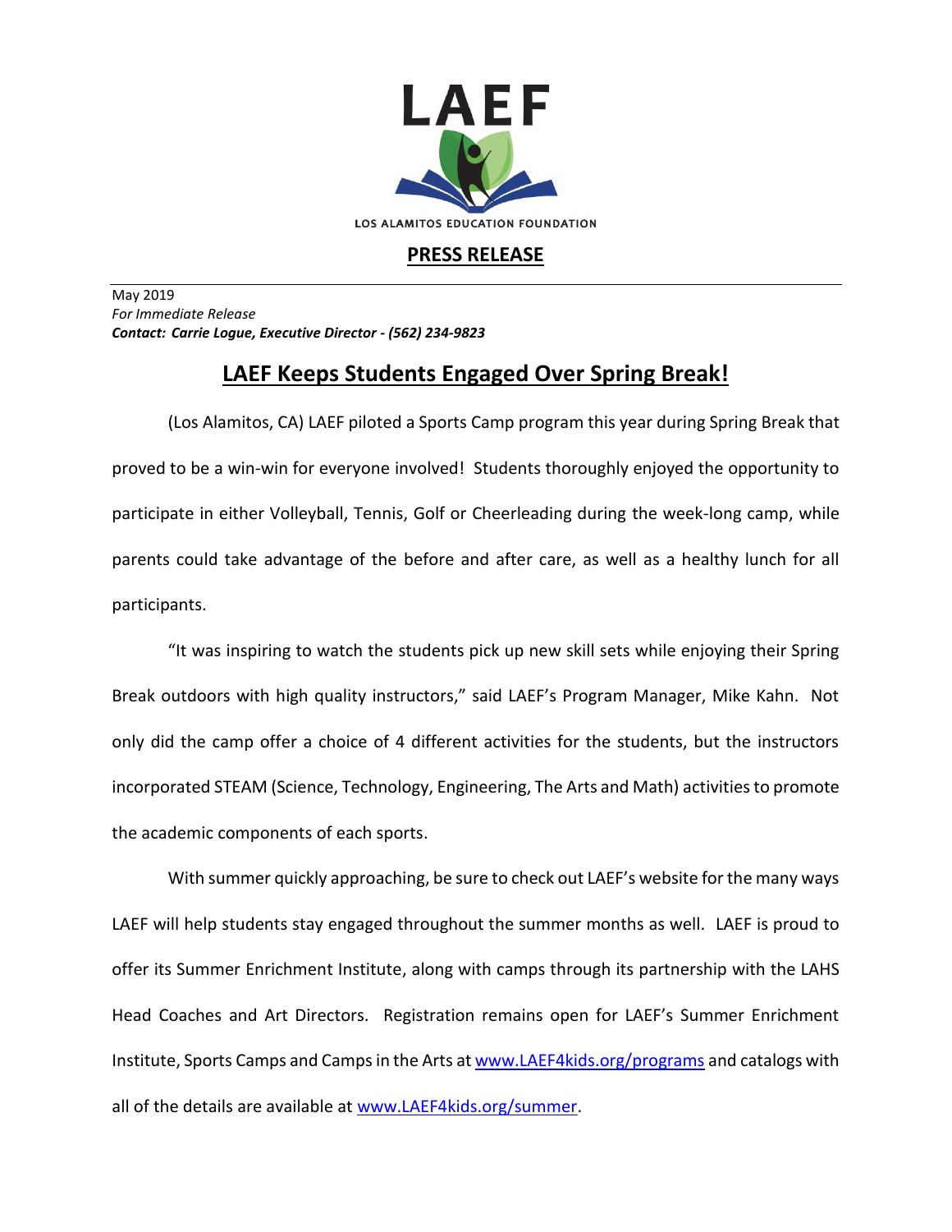LAEF

LOS ALAMITOS EDUCATION FOUNDATION

**PRESS RELEASE**

May 2019
*For Immediate Release*
***Contact: Carrie Logue, Executive Director - (562) 234-9823***

# LAEF Keeps Students Engaged Over Spring Break!

(Los Alamitos, CA) LAEF piloted a Sports Camp program this year during Spring Break that proved to be a win-win for everyone involved! Students thoroughly enjoyed the opportunity to participate in either Volleyball, Tennis, Golf or Cheerleading during the week-long camp, while parents could take advantage of the before and after care, as well as a healthy lunch for all participants.

"It was inspiring to watch the students pick up new skill sets while enjoying their Spring Break outdoors with high quality instructors," said LAEF's Program Manager, Mike Kahn. Not only did the camp offer a choice of 4 different activities for the students, but the instructors incorporated STEAM (Science, Technology, Engineering, The Arts and Math) activities to promote the academic components of each sports.

With summer quickly approaching, be sure to check out LAEF's website for the many ways LAEF will help students stay engaged throughout the summer months as well. LAEF is proud to offer its Summer Enrichment Institute, along with camps through its partnership with the LAHS Head Coaches and Art Directors. Registration remains open for LAEF's Summer Enrichment Institute, Sports Camps and Camps in the Arts at www.LAEF4kids.org/programs and catalogs with all of the details are available at www.LAEF4kids.org/summer.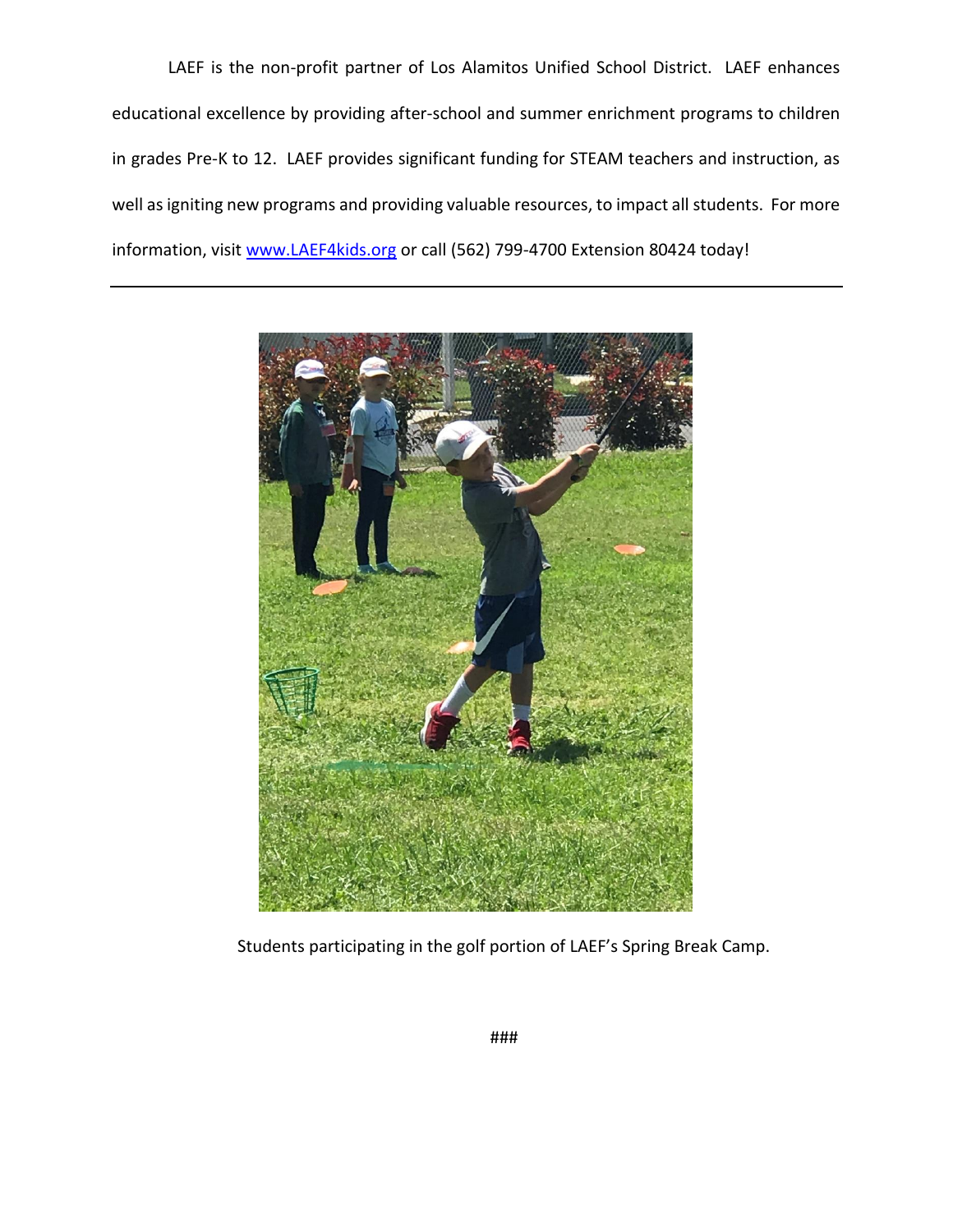LAEF is the non-profit partner of Los Alamitos Unified School District. LAEF enhances educational excellence by providing after-school and summer enrichment programs to children in grades Pre-K to 12. LAEF provides significant funding for STEAM teachers and instruction, as well as igniting new programs and providing valuable resources, to impact all students. For more information, visit [www.LAEF4kids.org](http://www.LAEF4kids.org) or call (562) 799-4700 Extension 80424 today!

---

Students participating in the golf portion of LAEF's Spring Break Camp.

###